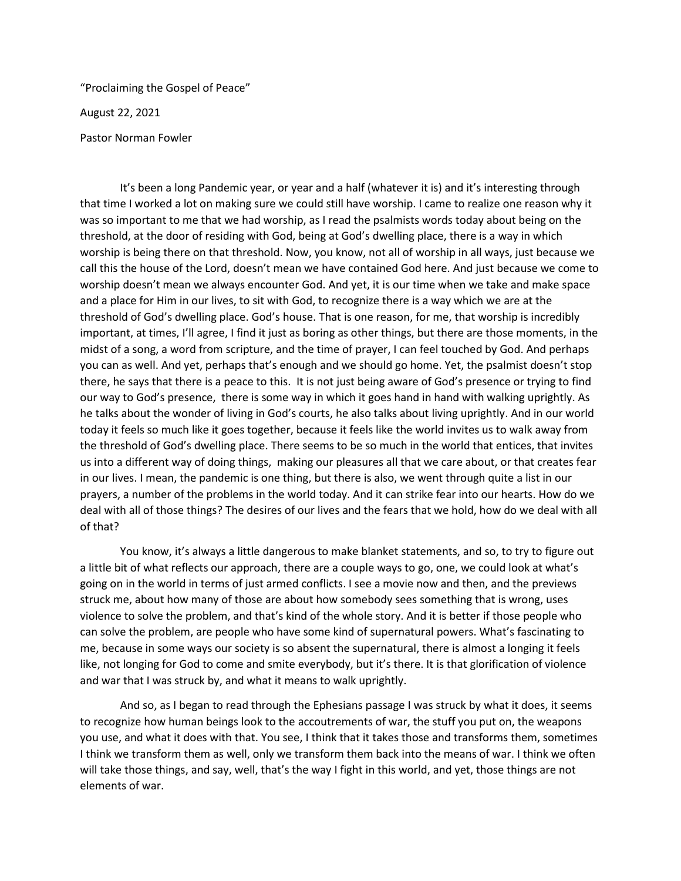“Proclaiming the Gospel of Peace”

August 22, 2021

Pastor Norman Fowler

It’s been a long Pandemic year, or year and a half (whatever it is) and it’s interesting through that time I worked a lot on making sure we could still have worship. I came to realize one reason why it was so important to me that we had worship, as I read the psalmists words today about being on the threshold, at the door of residing with God, being at God’s dwelling place, there is a way in which worship is being there on that threshold. Now, you know, not all of worship in all ways, just because we call this the house of the Lord, doesn’t mean we have contained God here. And just because we come to worship doesn’t mean we always encounter God. And yet, it is our time when we take and make space and a place for Him in our lives, to sit with God, to recognize there is a way which we are at the threshold of God’s dwelling place. God’s house. That is one reason, for me, that worship is incredibly important, at times, I’ll agree, I find it just as boring as other things, but there are those moments, in the midst of a song, a word from scripture, and the time of prayer, I can feel touched by God. And perhaps you can as well. And yet, perhaps that’s enough and we should go home. Yet, the psalmist doesn’t stop there, he says that there is a peace to this. It is not just being aware of God’s presence or trying to find our way to God’s presence, there is some way in which it goes hand in hand with walking uprightly. As he talks about the wonder of living in God’s courts, he also talks about living uprightly. And in our world today it feels so much like it goes together, because it feels like the world invites us to walk away from the threshold of God’s dwelling place. There seems to be so much in the world that entices, that invites us into a different way of doing things, making our pleasures all that we care about, or that creates fear in our lives. I mean, the pandemic is one thing, but there is also, we went through quite a list in our prayers, a number of the problems in the world today. And it can strike fear into our hearts. How do we deal with all of those things? The desires of our lives and the fears that we hold, how do we deal with all of that?

You know, it’s always a little dangerous to make blanket statements, and so, to try to figure out a little bit of what reflects our approach, there are a couple ways to go, one, we could look at what’s going on in the world in terms of just armed conflicts. I see a movie now and then, and the previews struck me, about how many of those are about how somebody sees something that is wrong, uses violence to solve the problem, and that’s kind of the whole story. And it is better if those people who can solve the problem, are people who have some kind of supernatural powers. What’s fascinating to me, because in some ways our society is so absent the supernatural, there is almost a longing it feels like, not longing for God to come and smite everybody, but it’s there. It is that glorification of violence and war that I was struck by, and what it means to walk uprightly.

And so, as I began to read through the Ephesians passage I was struck by what it does, it seems to recognize how human beings look to the accoutrements of war, the stuff you put on, the weapons you use, and what it does with that. You see, I think that it takes those and transforms them, sometimes I think we transform them as well, only we transform them back into the means of war. I think we often will take those things, and say, well, that’s the way I fight in this world, and yet, those things are not elements of war.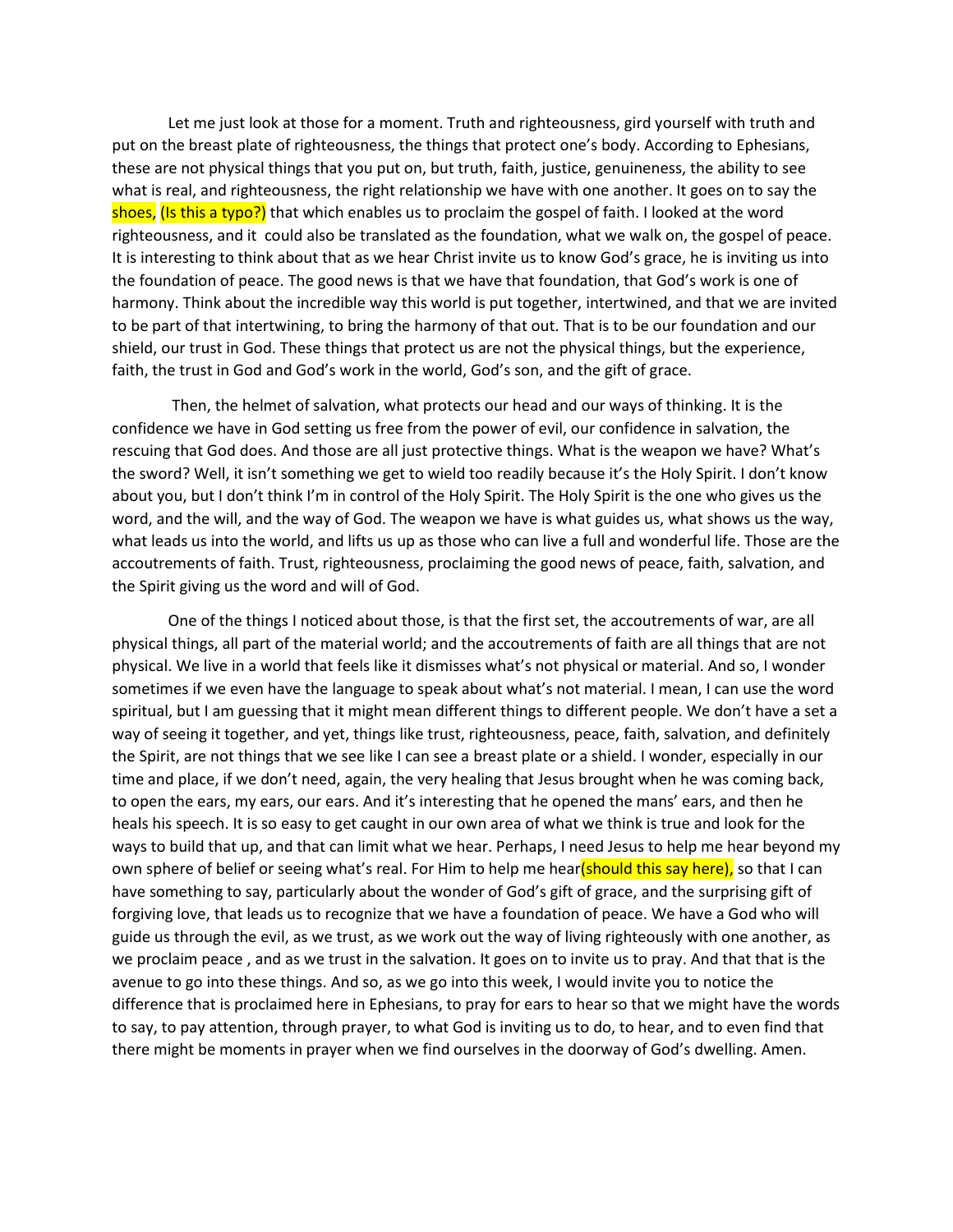Let me just look at those for a moment. Truth and righteousness, gird yourself with truth and put on the breast plate of righteousness, the things that protect one's body. According to Ephesians, these are not physical things that you put on, but truth, faith, justice, genuineness, the ability to see what is real, and righteousness, the right relationship we have with one another. It goes on to say the shoes, (Is this a typo?) that which enables us to proclaim the gospel of faith. I looked at the word righteousness, and it could also be translated as the foundation, what we walk on, the gospel of peace. It is interesting to think about that as we hear Christ invite us to know God's grace, he is inviting us into the foundation of peace. The good news is that we have that foundation, that God's work is one of harmony. Think about the incredible way this world is put together, intertwined, and that we are invited to be part of that intertwining, to bring the harmony of that out. That is to be our foundation and our shield, our trust in God. These things that protect us are not the physical things, but the experience, faith, the trust in God and God's work in the world, God's son, and the gift of grace.

Then, the helmet of salvation, what protects our head and our ways of thinking. It is the confidence we have in God setting us free from the power of evil, our confidence in salvation, the rescuing that God does. And those are all just protective things. What is the weapon we have? What's the sword? Well, it isn't something we get to wield too readily because it's the Holy Spirit. I don't know about you, but I don't think I'm in control of the Holy Spirit. The Holy Spirit is the one who gives us the word, and the will, and the way of God. The weapon we have is what guides us, what shows us the way, what leads us into the world, and lifts us up as those who can live a full and wonderful life. Those are the accoutrements of faith. Trust, righteousness, proclaiming the good news of peace, faith, salvation, and the Spirit giving us the word and will of God.

One of the things I noticed about those, is that the first set, the accoutrements of war, are all physical things, all part of the material world; and the accoutrements of faith are all things that are not physical. We live in a world that feels like it dismisses what's not physical or material. And so, I wonder sometimes if we even have the language to speak about what's not material. I mean, I can use the word spiritual, but I am guessing that it might mean different things to different people. We don't have a set a way of seeing it together, and yet, things like trust, righteousness, peace, faith, salvation, and definitely the Spirit, are not things that we see like I can see a breast plate or a shield. I wonder, especially in our time and place, if we don't need, again, the very healing that Jesus brought when he was coming back, to open the ears, my ears, our ears. And it's interesting that he opened the mans' ears, and then he heals his speech. It is so easy to get caught in our own area of what we think is true and look for the ways to build that up, and that can limit what we hear. Perhaps, I need Jesus to help me hear beyond my own sphere of belief or seeing what's real. For Him to help me hear(should this say here), so that I can have something to say, particularly about the wonder of God's gift of grace, and the surprising gift of forgiving love, that leads us to recognize that we have a foundation of peace. We have a God who will guide us through the evil, as we trust, as we work out the way of living righteously with one another, as we proclaim peace , and as we trust in the salvation. It goes on to invite us to pray. And that that is the avenue to go into these things. And so, as we go into this week, I would invite you to notice the difference that is proclaimed here in Ephesians, to pray for ears to hear so that we might have the words to say, to pay attention, through prayer, to what God is inviting us to do, to hear, and to even find that there might be moments in prayer when we find ourselves in the doorway of God's dwelling. Amen.